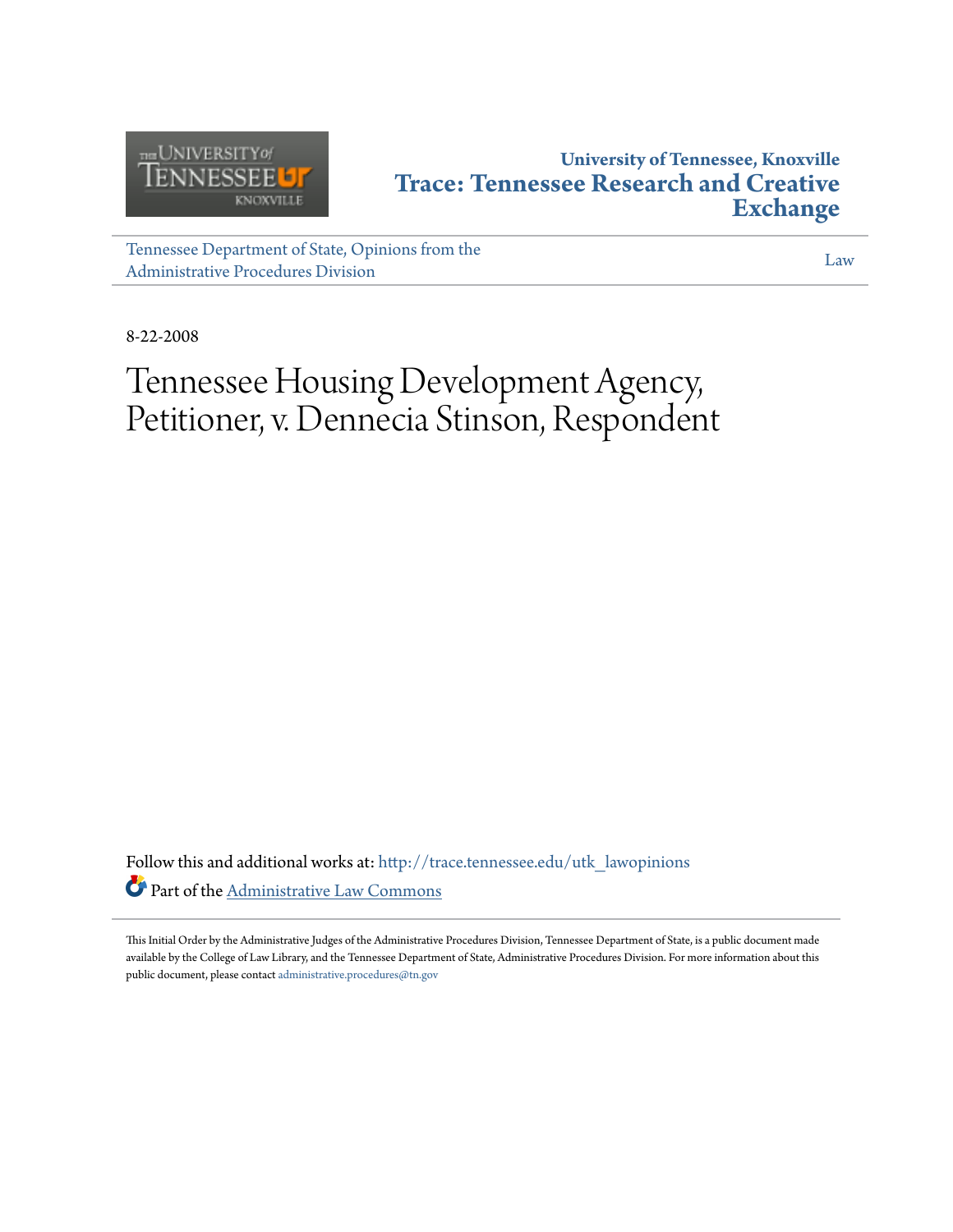University of Tennessee, Knoxville

**Trace: Tennessee Research and Creative Exchange**

Tennessee Department of State, Opinions from the Administrative Procedures Division

Law

8-22-2008

# Tennessee Housing Development Agency, Petitioner, v. Dennecia Stinson, Respondent

Follow this and additional works at: http://trace.tennessee.edu/utk_lawopinions

Part of the Administrative Law Commons

This Initial Order by the Administrative Judges of the Administrative Procedures Division, Tennessee Department of State, is a public document made available by the College of Law Library, and the Tennessee Department of State, Administrative Procedures Division. For more information about this public document, please contact administrative.procedures@tn.gov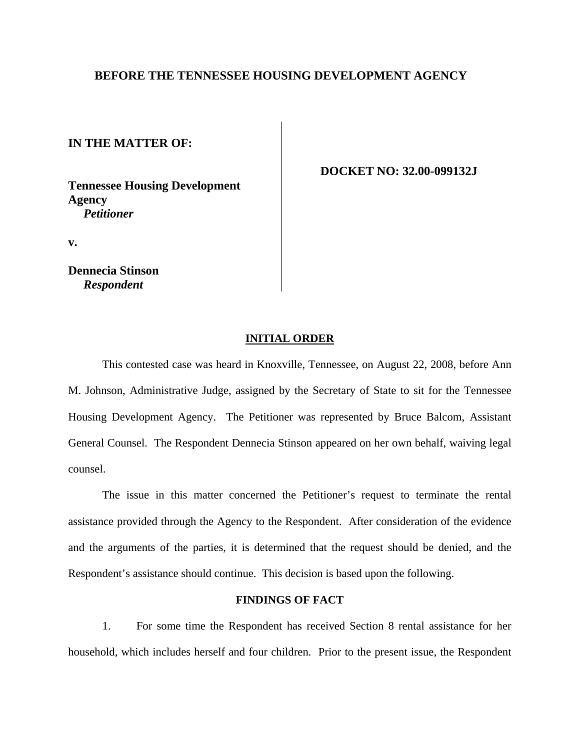**BEFORE THE TENNESSEE HOUSING DEVELOPMENT AGENCY**

| | |
|---|---|
| **IN THE MATTER OF:** | |
| **Tennessee Housing Development Agency** ***Petitioner*** | **DOCKET NO: 32.00-099132J** |
| **v.** | |
| **Dennecia Stinson** ***Respondent*** | |

## INITIAL ORDER

This contested case was heard in Knoxville, Tennessee, on August 22, 2008, before Ann M. Johnson, Administrative Judge, assigned by the Secretary of State to sit for the Tennessee Housing Development Agency. The Petitioner was represented by Bruce Balcom, Assistant General Counsel. The Respondent Dennecia Stinson appeared on her own behalf, waiving legal counsel.

The issue in this matter concerned the Petitioner's request to terminate the rental assistance provided through the Agency to the Respondent. After consideration of the evidence and the arguments of the parties, it is determined that the request should be denied, and the Respondent's assistance should continue. This decision is based upon the following.

### FINDINGS OF FACT

1. For some time the Respondent has received Section 8 rental assistance for her household, which includes herself and four children. Prior to the present issue, the Respondent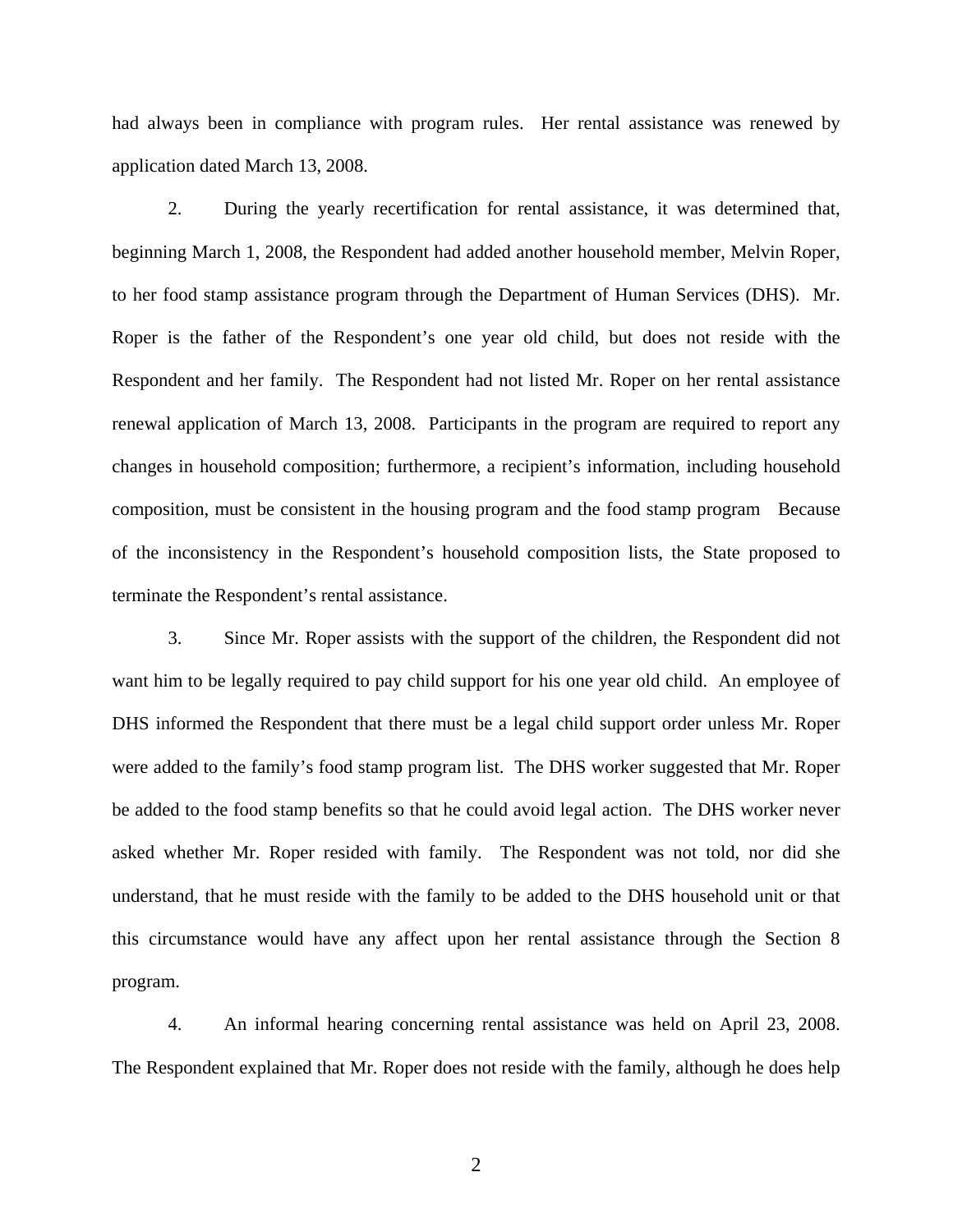had always been in compliance with program rules. Her rental assistance was renewed by application dated March 13, 2008.

2. During the yearly recertification for rental assistance, it was determined that, beginning March 1, 2008, the Respondent had added another household member, Melvin Roper, to her food stamp assistance program through the Department of Human Services (DHS). Mr. Roper is the father of the Respondent's one year old child, but does not reside with the Respondent and her family. The Respondent had not listed Mr. Roper on her rental assistance renewal application of March 13, 2008. Participants in the program are required to report any changes in household composition; furthermore, a recipient's information, including household composition, must be consistent in the housing program and the food stamp program Because of the inconsistency in the Respondent's household composition lists, the State proposed to terminate the Respondent's rental assistance.

3. Since Mr. Roper assists with the support of the children, the Respondent did not want him to be legally required to pay child support for his one year old child. An employee of DHS informed the Respondent that there must be a legal child support order unless Mr. Roper were added to the family's food stamp program list. The DHS worker suggested that Mr. Roper be added to the food stamp benefits so that he could avoid legal action. The DHS worker never asked whether Mr. Roper resided with family. The Respondent was not told, nor did she understand, that he must reside with the family to be added to the DHS household unit or that this circumstance would have any affect upon her rental assistance through the Section 8 program.

4. An informal hearing concerning rental assistance was held on April 23, 2008. The Respondent explained that Mr. Roper does not reside with the family, although he does help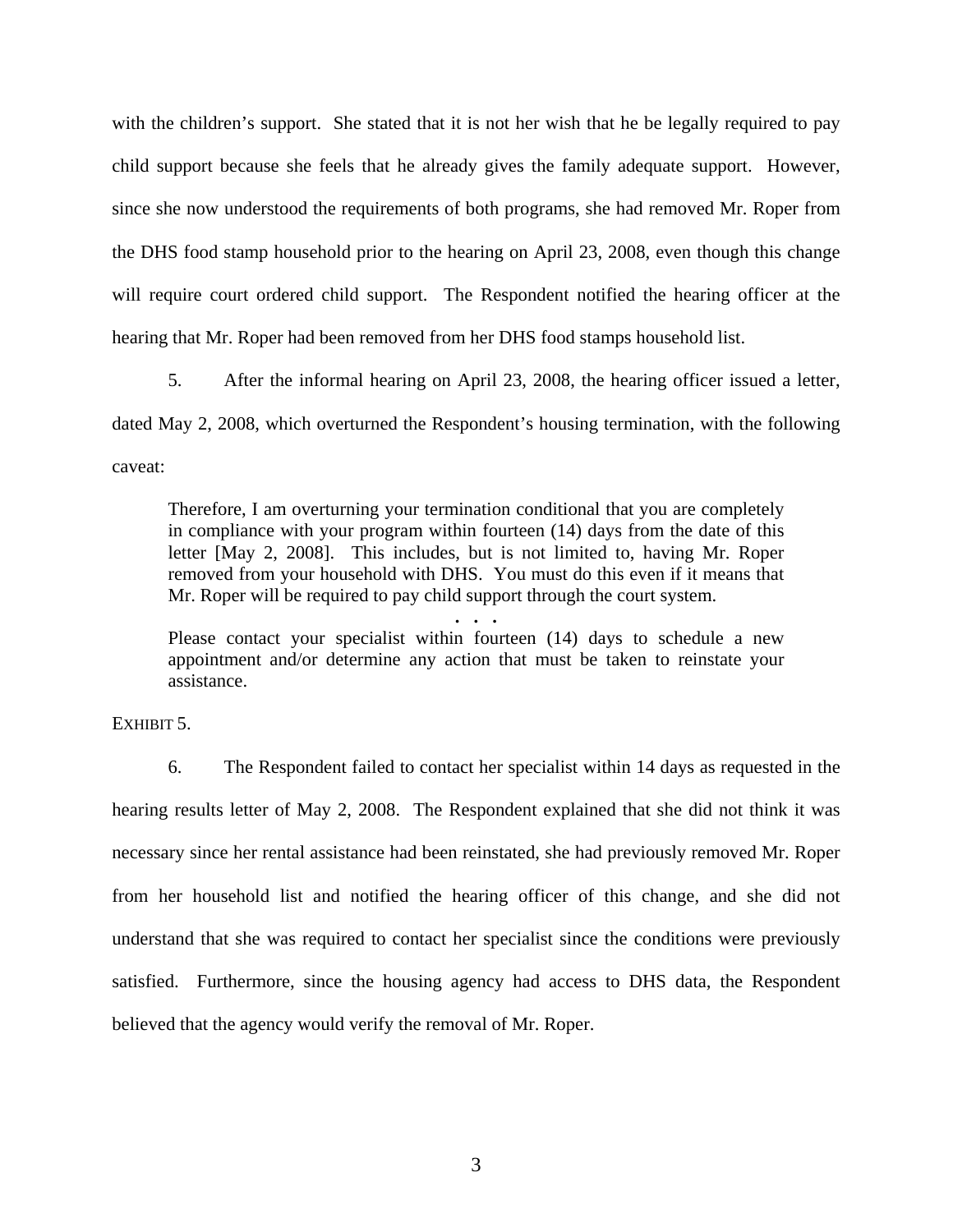with the children's support. She stated that it is not her wish that he be legally required to pay child support because she feels that he already gives the family adequate support. However, since she now understood the requirements of both programs, she had removed Mr. Roper from the DHS food stamp household prior to the hearing on April 23, 2008, even though this change will require court ordered child support. The Respondent notified the hearing officer at the hearing that Mr. Roper had been removed from her DHS food stamps household list.

5. After the informal hearing on April 23, 2008, the hearing officer issued a letter, dated May 2, 2008, which overturned the Respondent's housing termination, with the following caveat:

> Therefore, I am overturning your termination conditional that you are completely in compliance with your program within fourteen (14) days from the date of this letter [May 2, 2008]. This includes, but is not limited to, having Mr. Roper removed from your household with DHS. You must do this even if it means that Mr. Roper will be required to pay child support through the court system.
>
> . . .
>
> Please contact your specialist within fourteen (14) days to schedule a new appointment and/or determine any action that must be taken to reinstate your assistance.

EXHIBIT 5.

6. The Respondent failed to contact her specialist within 14 days as requested in the hearing results letter of May 2, 2008. The Respondent explained that she did not think it was necessary since her rental assistance had been reinstated, she had previously removed Mr. Roper from her household list and notified the hearing officer of this change, and she did not understand that she was required to contact her specialist since the conditions were previously satisfied. Furthermore, since the housing agency had access to DHS data, the Respondent believed that the agency would verify the removal of Mr. Roper.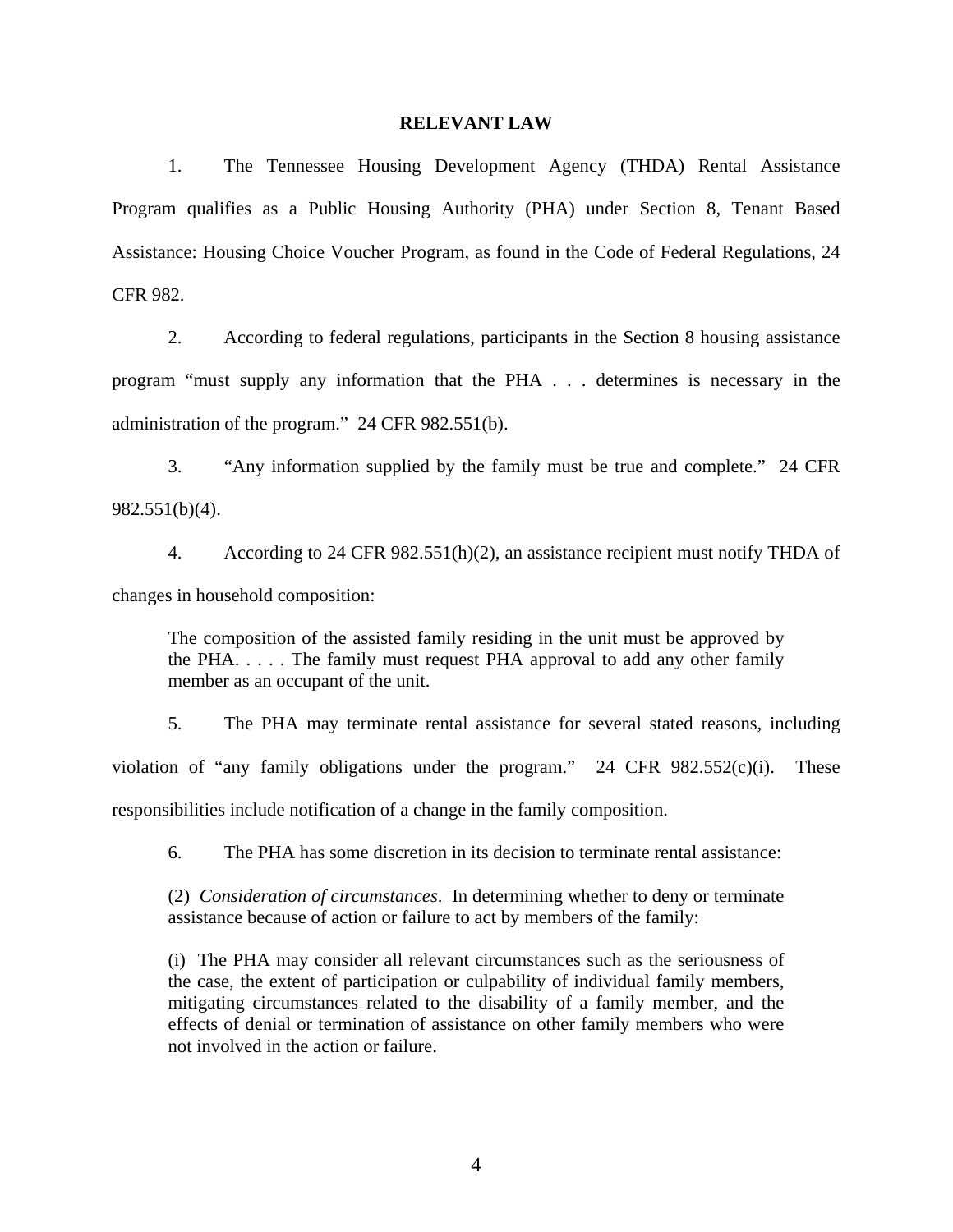## RELEVANT LAW

1. The Tennessee Housing Development Agency (THDA) Rental Assistance Program qualifies as a Public Housing Authority (PHA) under Section 8, Tenant Based Assistance: Housing Choice Voucher Program, as found in the Code of Federal Regulations, 24 CFR 982.

2. According to federal regulations, participants in the Section 8 housing assistance program "must supply any information that the PHA . . . determines is necessary in the administration of the program." 24 CFR 982.551(b).

3. "Any information supplied by the family must be true and complete." 24 CFR 982.551(b)(4).

4. According to 24 CFR 982.551(h)(2), an assistance recipient must notify THDA of changes in household composition:

> The composition of the assisted family residing in the unit must be approved by the PHA. . . . . The family must request PHA approval to add any other family member as an occupant of the unit.

5. The PHA may terminate rental assistance for several stated reasons, including violation of "any family obligations under the program." 24 CFR 982.552(c)(i). These responsibilities include notification of a change in the family composition.

6. The PHA has some discretion in its decision to terminate rental assistance:

> (2) *Consideration of circumstances*. In determining whether to deny or terminate assistance because of action or failure to act by members of the family:
>
> (i) The PHA may consider all relevant circumstances such as the seriousness of the case, the extent of participation or culpability of individual family members, mitigating circumstances related to the disability of a family member, and the effects of denial or termination of assistance on other family members who were not involved in the action or failure.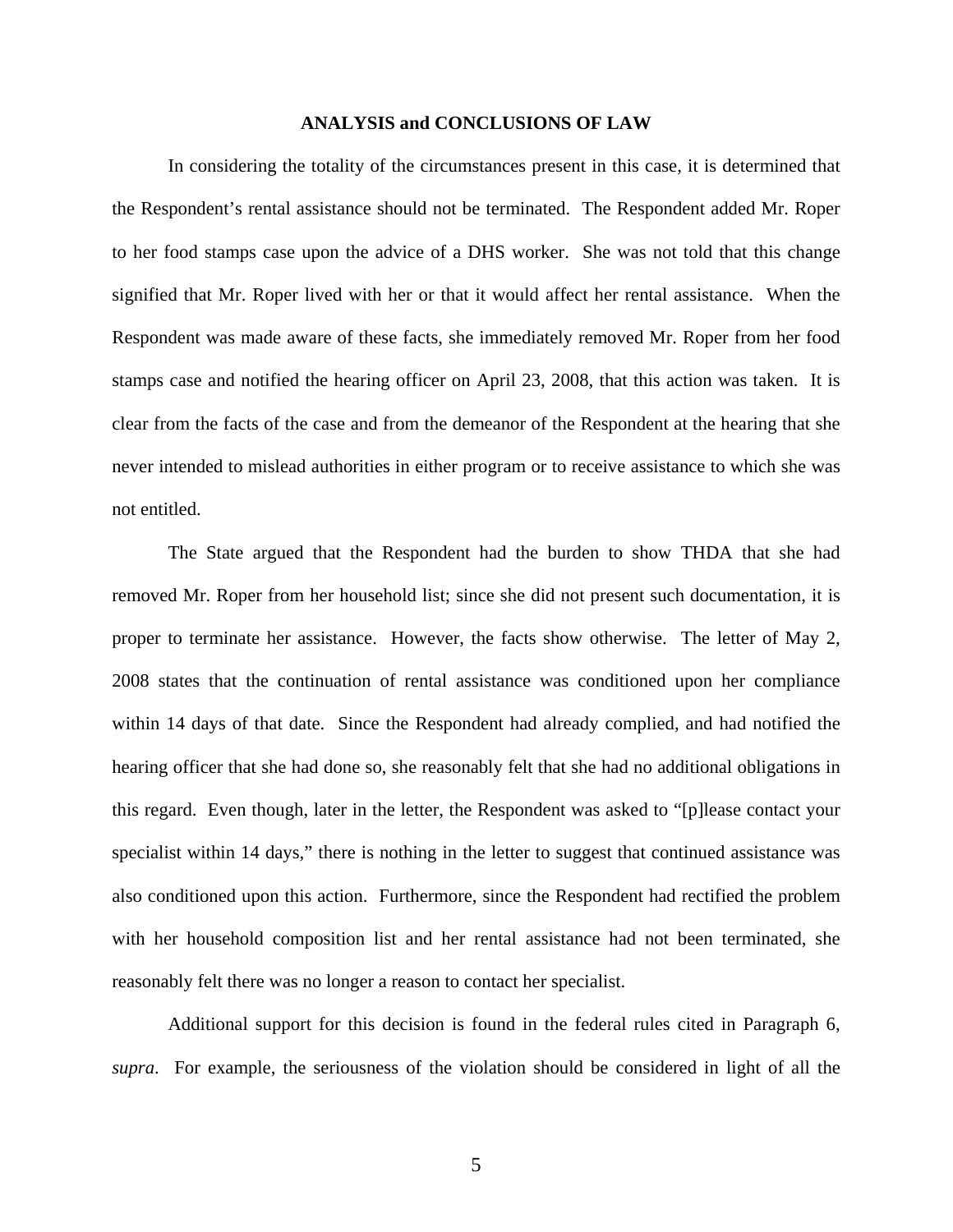## ANALYSIS and CONCLUSIONS OF LAW

In considering the totality of the circumstances present in this case, it is determined that the Respondent's rental assistance should not be terminated. The Respondent added Mr. Roper to her food stamps case upon the advice of a DHS worker. She was not told that this change signified that Mr. Roper lived with her or that it would affect her rental assistance. When the Respondent was made aware of these facts, she immediately removed Mr. Roper from her food stamps case and notified the hearing officer on April 23, 2008, that this action was taken. It is clear from the facts of the case and from the demeanor of the Respondent at the hearing that she never intended to mislead authorities in either program or to receive assistance to which she was not entitled.

The State argued that the Respondent had the burden to show THDA that she had removed Mr. Roper from her household list; since she did not present such documentation, it is proper to terminate her assistance. However, the facts show otherwise. The letter of May 2, 2008 states that the continuation of rental assistance was conditioned upon her compliance within 14 days of that date. Since the Respondent had already complied, and had notified the hearing officer that she had done so, she reasonably felt that she had no additional obligations in this regard. Even though, later in the letter, the Respondent was asked to "[p]lease contact your specialist within 14 days," there is nothing in the letter to suggest that continued assistance was also conditioned upon this action. Furthermore, since the Respondent had rectified the problem with her household composition list and her rental assistance had not been terminated, she reasonably felt there was no longer a reason to contact her specialist.

Additional support for this decision is found in the federal rules cited in Paragraph 6, *supra*. For example, the seriousness of the violation should be considered in light of all the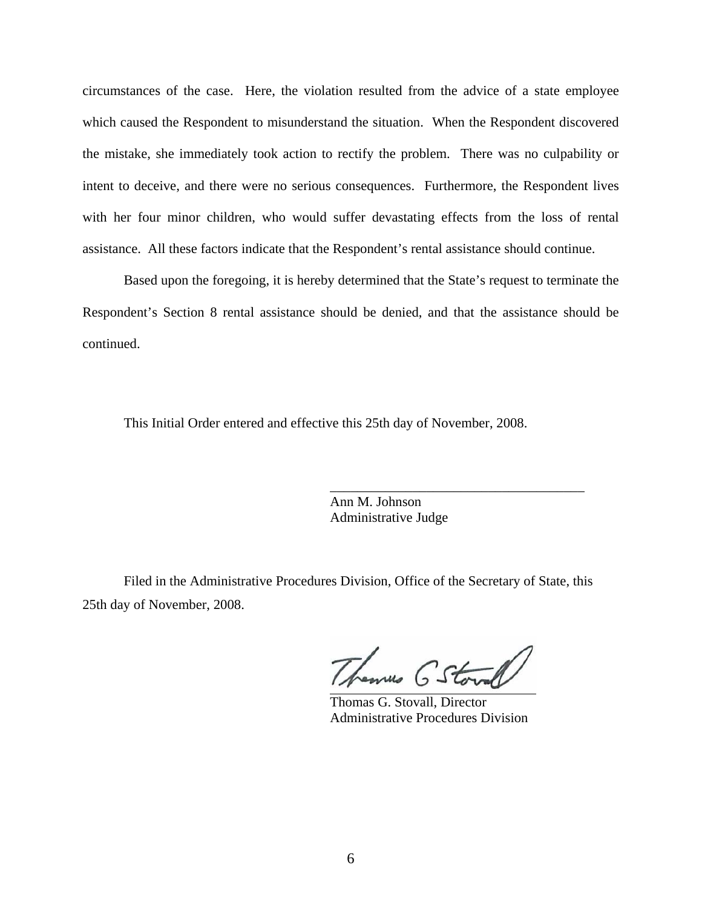circumstances of the case. Here, the violation resulted from the advice of a state employee which caused the Respondent to misunderstand the situation. When the Respondent discovered the mistake, she immediately took action to rectify the problem. There was no culpability or intent to deceive, and there were no serious consequences. Furthermore, the Respondent lives with her four minor children, who would suffer devastating effects from the loss of rental assistance. All these factors indicate that the Respondent's rental assistance should continue.

Based upon the foregoing, it is hereby determined that the State's request to terminate the Respondent's Section 8 rental assistance should be denied, and that the assistance should be continued.

This Initial Order entered and effective this 25th day of November, 2008.

\_\_\_\_\_\_\_\_\_\_\_\_\_\_\_\_\_\_\_\_\_\_\_\_\_\_\_\_\_\_\_\_\_\_\_\_\_\_\_\_

Ann M. Johnson
Administrative Judge

Filed in the Administrative Procedures Division, Office of the Secretary of State, this 25th day of November, 2008.

Thomas G. Stovall, Director
Administrative Procedures Division